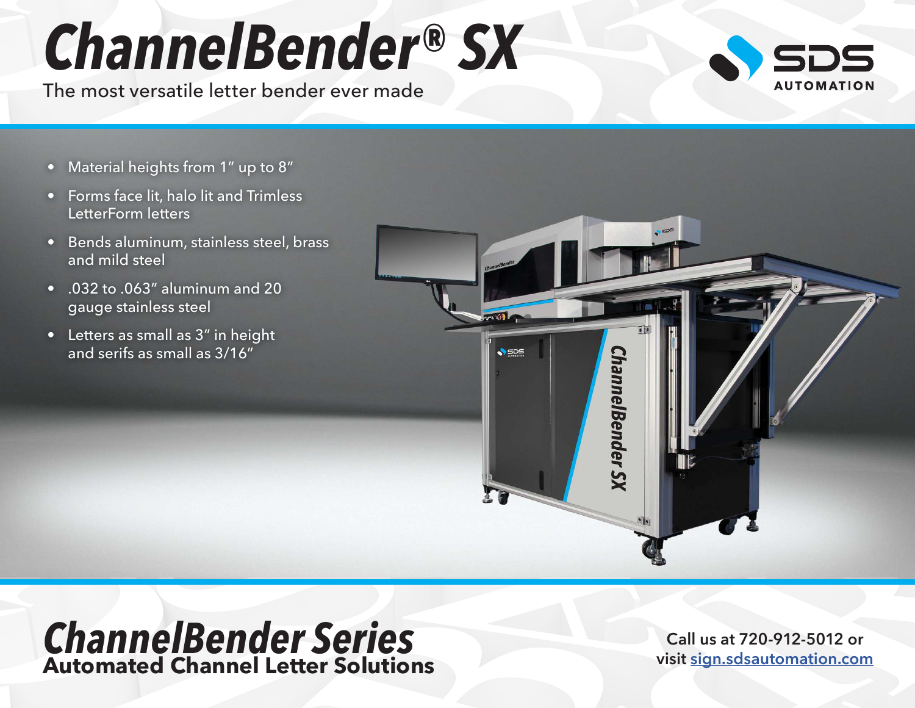# ChannelBender® SX

The most versatile letter bender ever made

SDS AUTOMATION

- Material heights from 1" up to 8"
- Forms face lit, halo lit and Trimless LetterForm letters
- Bends aluminum, stainless steel, brass and mild steel
- .032 to .063" aluminum and 20 gauge stainless steel
- Letters as small as 3" in height and serifs as small as 3/16"

## ChannelBender Series

**Automated Channel Letter Solutions**

**Call us at 720-912-5012 or visit sign.sdsautomation.com**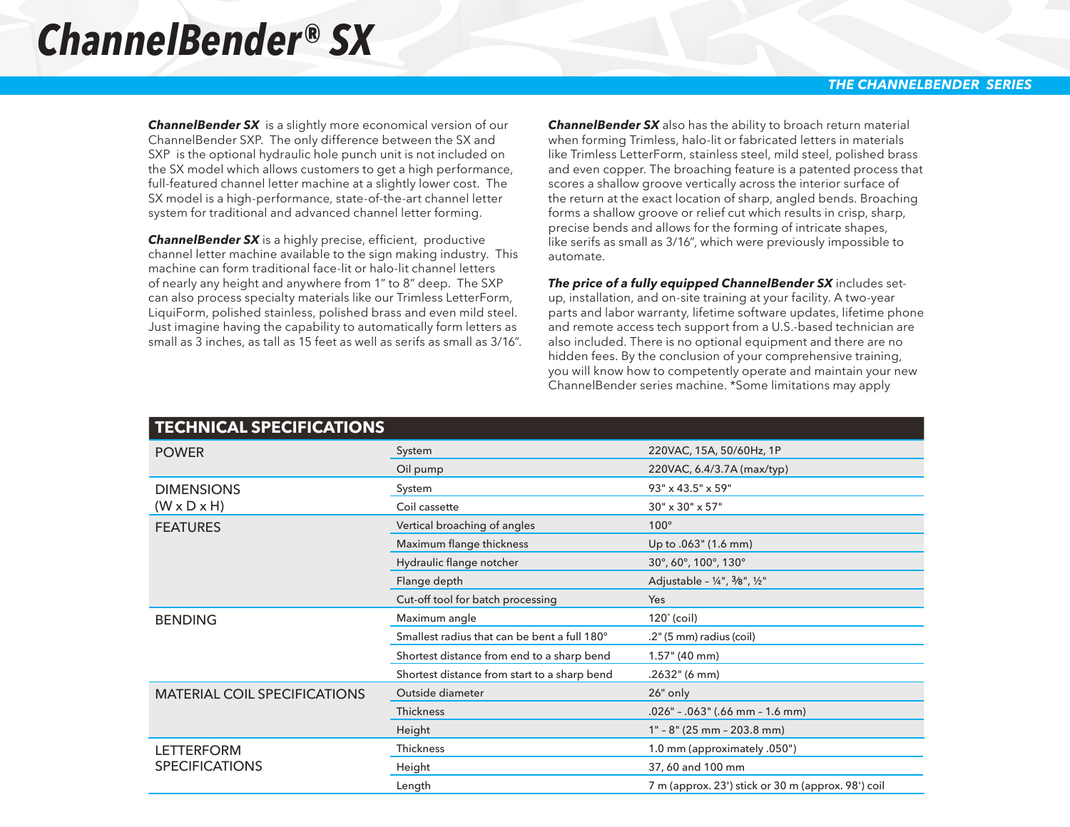# ChannelBender® SX

**THE CHANNELBENDER SERIES**

***ChannelBender SX*** is a slightly more economical version of our ChannelBender SXP. The only difference between the SX and SXP is the optional hydraulic hole punch unit is not included on the SX model which allows customers to get a high performance, full-featured channel letter machine at a slightly lower cost. The SX model is a high-performance, state-of-the-art channel letter system for traditional and advanced channel letter forming.

***ChannelBender SX*** is a highly precise, efficient, productive channel letter machine available to the sign making industry. This machine can form traditional face-lit or halo-lit channel letters of nearly any height and anywhere from 1" to 8" deep. The SXP can also process specialty materials like our Trimless LetterForm, LiquiForm, polished stainless, polished brass and even mild steel. Just imagine having the capability to automatically form letters as small as 3 inches, as tall as 15 feet as well as serifs as small as 3/16".

***ChannelBender SX*** also has the ability to broach return material when forming Trimless, halo-lit or fabricated letters in materials like Trimless LetterForm, stainless steel, mild steel, polished brass and even copper. The broaching feature is a patented process that scores a shallow groove vertically across the interior surface of the return at the exact location of sharp, angled bends. Broaching forms a shallow groove or relief cut which results in crisp, sharp, precise bends and allows for the forming of intricate shapes, like serifs as small as 3/16", which were previously impossible to automate.

***The price of a fully equipped ChannelBender SX*** includes set-up, installation, and on-site training at your facility. A two-year parts and labor warranty, lifetime software updates, lifetime phone and remote access tech support from a U.S.-based technician are also included. There is no optional equipment and there are no hidden fees. By the conclusion of your comprehensive training, you will know how to competently operate and maintain your new ChannelBender series machine. *Some limitations may apply

## TECHNICAL SPECIFICATIONS

| | | |
|---|---|---|
| POWER | System | 220VAC, 15A, 50/60Hz, 1P |
| | Oil pump | 220VAC, 6.4/3.7A (max/typ) |
| DIMENSIONS (W x D x H) | System | 93" x 43.5" x 59" |
| | Coil cassette | 30" x 30" x 57" |
| FEATURES | Vertical broaching of angles | 100° |
| | Maximum flange thickness | Up to .063" (1.6 mm) |
| | Hydraulic flange notcher | 30°, 60°, 100°, 130° |
| | Flange depth | Adjustable – ¼", ⅜", ½" |
| | Cut-off tool for batch processing | Yes |
| BENDING | Maximum angle | 120˚ (coil) |
| | Smallest radius that can be bent a full 180° | .2" (5 mm) radius (coil) |
| | Shortest distance from end to a sharp bend | 1.57" (40 mm) |
| | Shortest distance from start to a sharp bend | .2632" (6 mm) |
| MATERIAL COIL SPECIFICATIONS | Outside diameter | 26" only |
| | Thickness | .026" – .063" (.66 mm – 1.6 mm) |
| | Height | 1" – 8" (25 mm – 203.8 mm) |
| LETTERFORM SPECIFICATIONS | Thickness | 1.0 mm (approximately .050") |
| | Height | 37, 60 and 100 mm |
| | Length | 7 m (approx. 23') stick or 30 m (approx. 98') coil |